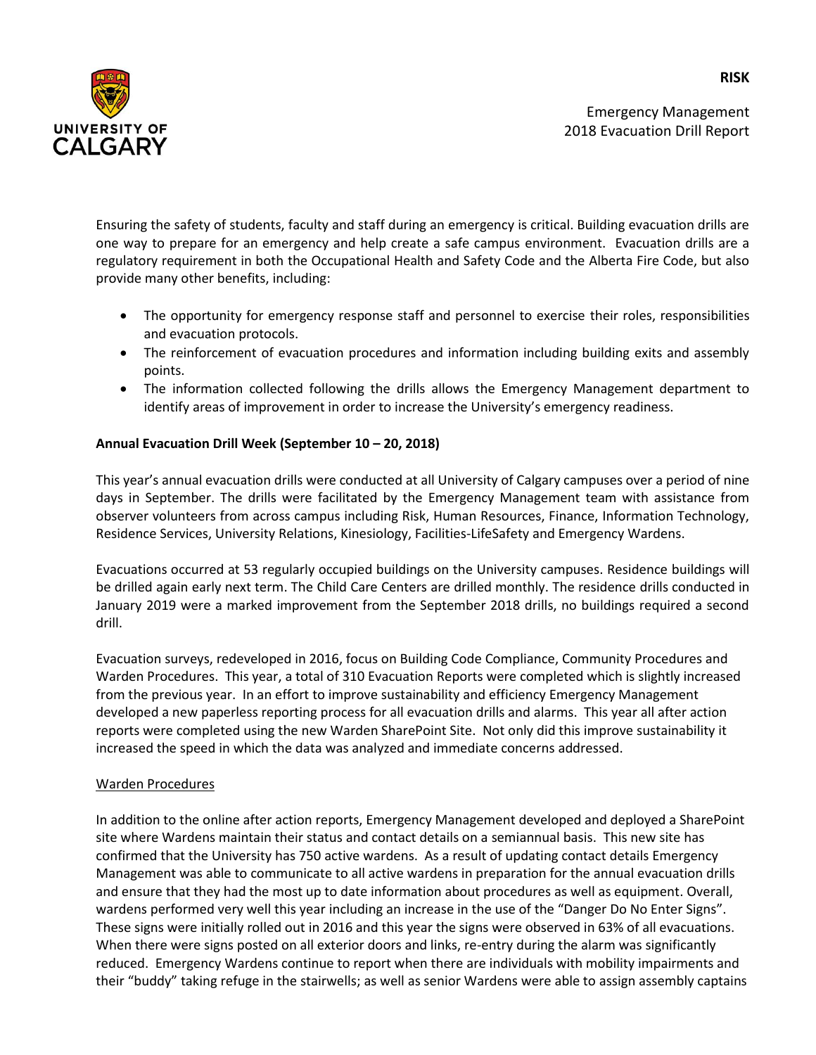**RISK**

Emergency Management
2018 Evacuation Drill Report

Ensuring the safety of students, faculty and staff during an emergency is critical. Building evacuation drills are one way to prepare for an emergency and help create a safe campus environment. Evacuation drills are a regulatory requirement in both the Occupational Health and Safety Code and the Alberta Fire Code, but also provide many other benefits, including:

- The opportunity for emergency response staff and personnel to exercise their roles, responsibilities and evacuation protocols.
- The reinforcement of evacuation procedures and information including building exits and assembly points.
- The information collected following the drills allows the Emergency Management department to identify areas of improvement in order to increase the University's emergency readiness.

**Annual Evacuation Drill Week (September 10 – 20, 2018)**

This year's annual evacuation drills were conducted at all University of Calgary campuses over a period of nine days in September. The drills were facilitated by the Emergency Management team with assistance from observer volunteers from across campus including Risk, Human Resources, Finance, Information Technology, Residence Services, University Relations, Kinesiology, Facilities-LifeSafety and Emergency Wardens.

Evacuations occurred at 53 regularly occupied buildings on the University campuses. Residence buildings will be drilled again early next term. The Child Care Centers are drilled monthly. The residence drills conducted in January 2019 were a marked improvement from the September 2018 drills, no buildings required a second drill.

Evacuation surveys, redeveloped in 2016, focus on Building Code Compliance, Community Procedures and Warden Procedures. This year, a total of 310 Evacuation Reports were completed which is slightly increased from the previous year. In an effort to improve sustainability and efficiency Emergency Management developed a new paperless reporting process for all evacuation drills and alarms. This year all after action reports were completed using the new Warden SharePoint Site. Not only did this improve sustainability it increased the speed in which the data was analyzed and immediate concerns addressed.

Warden Procedures

In addition to the online after action reports, Emergency Management developed and deployed a SharePoint site where Wardens maintain their status and contact details on a semiannual basis. This new site has confirmed that the University has 750 active wardens. As a result of updating contact details Emergency Management was able to communicate to all active wardens in preparation for the annual evacuation drills and ensure that they had the most up to date information about procedures as well as equipment. Overall, wardens performed very well this year including an increase in the use of the "Danger Do No Enter Signs". These signs were initially rolled out in 2016 and this year the signs were observed in 63% of all evacuations. When there were signs posted on all exterior doors and links, re-entry during the alarm was significantly reduced. Emergency Wardens continue to report when there are individuals with mobility impairments and their "buddy" taking refuge in the stairwells; as well as senior Wardens were able to assign assembly captains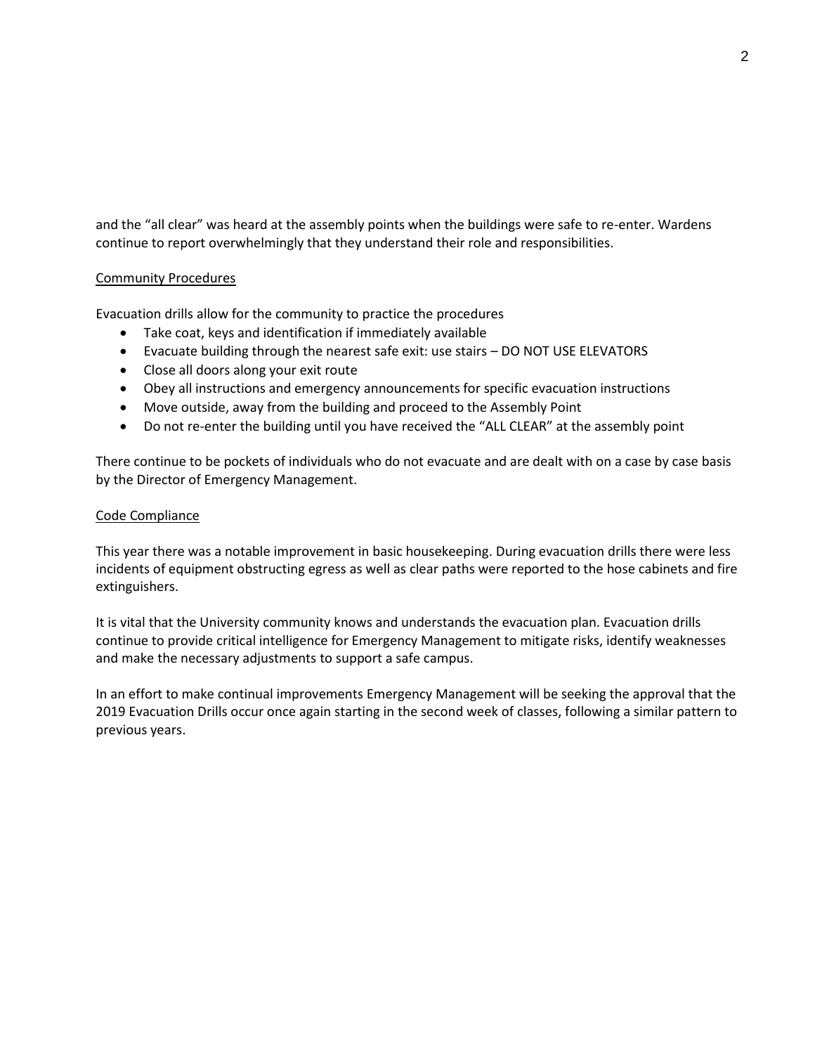and the "all clear" was heard at the assembly points when the buildings were safe to re-enter. Wardens continue to report overwhelmingly that they understand their role and responsibilities.

Community Procedures

Evacuation drills allow for the community to practice the procedures

- Take coat, keys and identification if immediately available
- Evacuate building through the nearest safe exit: use stairs – DO NOT USE ELEVATORS
- Close all doors along your exit route
- Obey all instructions and emergency announcements for specific evacuation instructions
- Move outside, away from the building and proceed to the Assembly Point
- Do not re-enter the building until you have received the "ALL CLEAR" at the assembly point

There continue to be pockets of individuals who do not evacuate and are dealt with on a case by case basis by the Director of Emergency Management.

Code Compliance

This year there was a notable improvement in basic housekeeping. During evacuation drills there were less incidents of equipment obstructing egress as well as clear paths were reported to the hose cabinets and fire extinguishers.

It is vital that the University community knows and understands the evacuation plan. Evacuation drills continue to provide critical intelligence for Emergency Management to mitigate risks, identify weaknesses and make the necessary adjustments to support a safe campus.

In an effort to make continual improvements Emergency Management will be seeking the approval that the 2019 Evacuation Drills occur once again starting in the second week of classes, following a similar pattern to previous years.